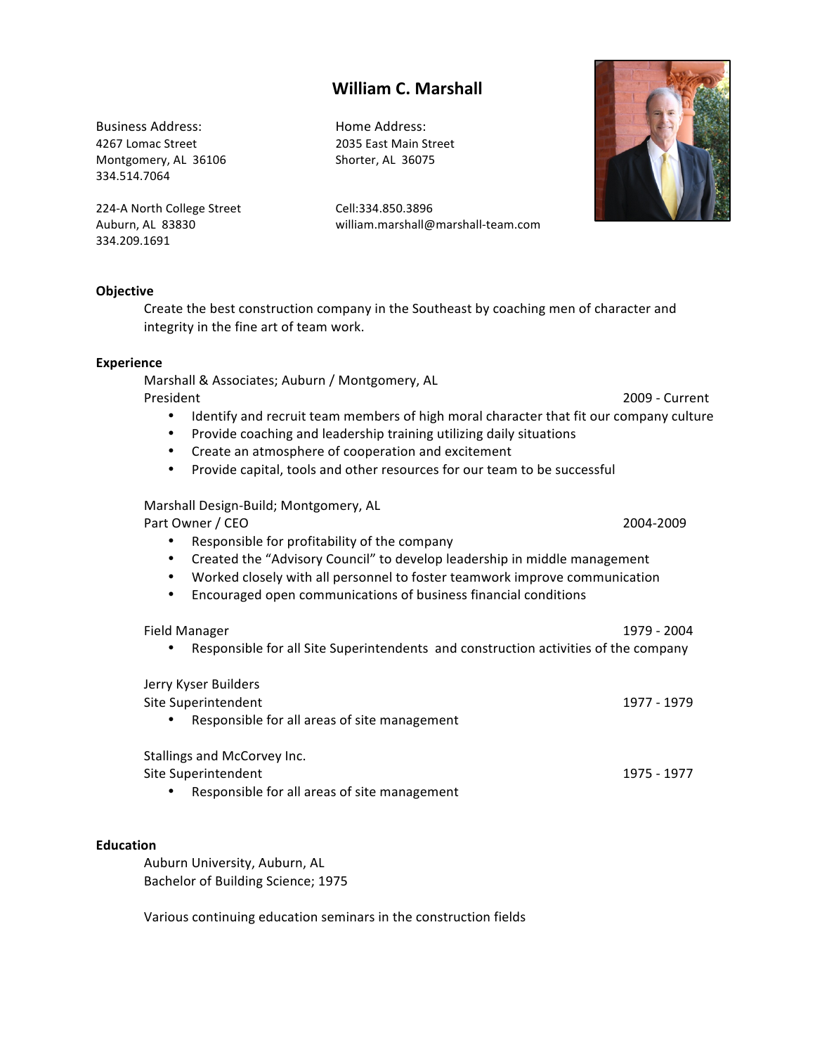# William C. Marshall

Business Address:
4267 Lomac Street
Montgomery, AL 36106
334.514.7064

224-A North College Street
Auburn, AL 83830
334.209.1691

Home Address:
2035 East Main Street
Shorter, AL 36075

Cell:334.850.3896
william.marshall@marshall-team.com

## Objective

Create the best construction company in the Southeast by coaching men of character and integrity in the fine art of team work.

## Experience

Marshall & Associates; Auburn / Montgomery, AL
President — 2009 - Current

- Identify and recruit team members of high moral character that fit our company culture
- Provide coaching and leadership training utilizing daily situations
- Create an atmosphere of cooperation and excitement
- Provide capital, tools and other resources for our team to be successful

Marshall Design-Build; Montgomery, AL
Part Owner / CEO — 2004-2009

- Responsible for profitability of the company
- Created the "Advisory Council" to develop leadership in middle management
- Worked closely with all personnel to foster teamwork improve communication
- Encouraged open communications of business financial conditions

Field Manager — 1979 - 2004

- Responsible for all Site Superintendents and construction activities of the company

Jerry Kyser Builders
Site Superintendent — 1977 - 1979

- Responsible for all areas of site management

Stallings and McCorvey Inc.
Site Superintendent — 1975 - 1977

- Responsible for all areas of site management

## Education

Auburn University, Auburn, AL
Bachelor of Building Science; 1975

Various continuing education seminars in the construction fields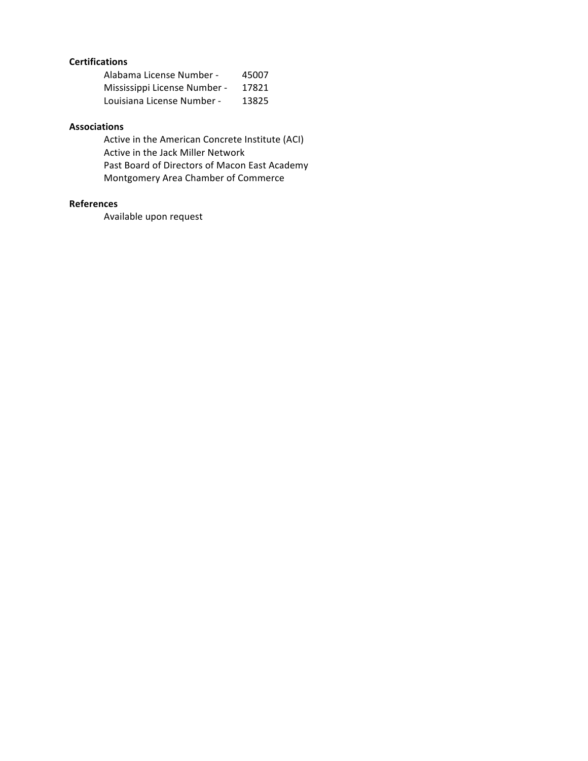**Certifications**

| | |
|---|---|
| Alabama License Number - | 45007 |
| Mississippi License Number - | 17821 |
| Louisiana License Number - | 13825 |

**Associations**

Active in the American Concrete Institute (ACI)
Active in the Jack Miller Network
Past Board of Directors of Macon East Academy
Montgomery Area Chamber of Commerce

**References**

Available upon request